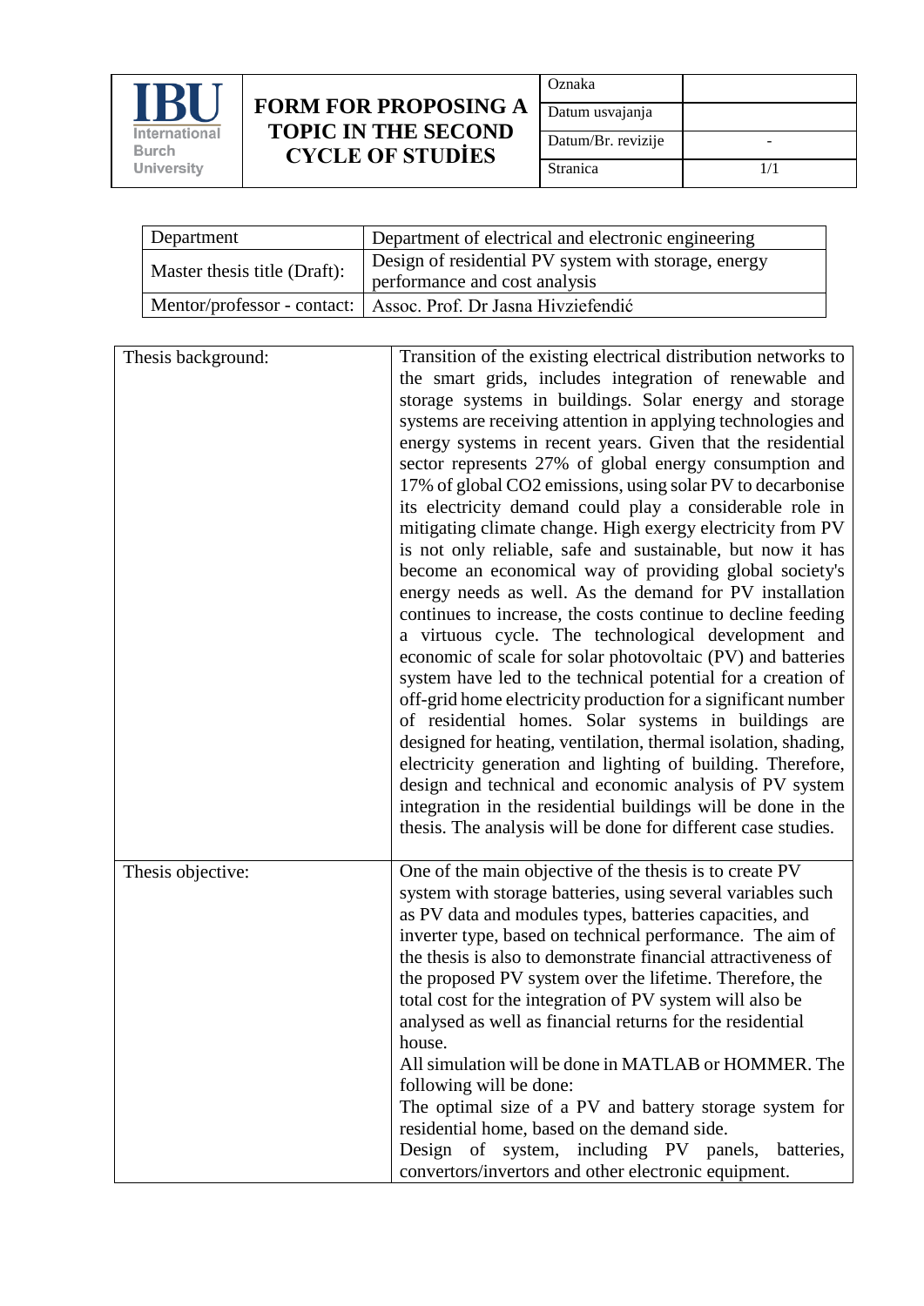| IBU International Burch University | FORM FOR PROPOSING A TOPIC IN THE SECOND CYCLE OF STUDİES | Oznaka | |
|---|---|---|---|
| | | Datum usvajanja | |
| | | Datum/Br. revizije | - |
| | | Stranica | 1/1 |

| Department | Department of electrical and electronic engineering |
|---|---|
| Master thesis title (Draft): | Design of residential PV system with storage, energy performance and cost analysis |
| Mentor/professor - contact: | Assoc. Prof. Dr Jasna Hivziefendić |

| Thesis background: | Transition of the existing electrical distribution networks to the smart grids, includes integration of renewable and storage systems in buildings. Solar energy and storage systems are receiving attention in applying technologies and energy systems in recent years. Given that the residential sector represents 27% of global energy consumption and 17% of global $CO_2$ emissions, using solar PV to decarbonise its electricity demand could play a considerable role in mitigating climate change. High exergy electricity from PV is not only reliable, safe and sustainable, but now it has become an economical way of providing global society's energy needs as well. As the demand for PV installation continues to increase, the costs continue to decline feeding a virtuous cycle. The technological development and economic of scale for solar photovoltaic (PV) and batteries system have led to the technical potential for a creation of off-grid home electricity production for a significant number of residential homes. Solar systems in buildings are designed for heating, ventilation, thermal isolation, shading, electricity generation and lighting of building. Therefore, design and technical and economic analysis of PV system integration in the residential buildings will be done in the thesis. The analysis will be done for different case studies. |
|---|---|
| Thesis objective: | One of the main objective of the thesis is to create PV system with storage batteries, using several variables such as PV data and modules types, batteries capacities, and inverter type, based on technical performance. The aim of the thesis is also to demonstrate financial attractiveness of the proposed PV system over the lifetime. Therefore, the total cost for the integration of PV system will also be analysed as well as financial returns for the residential house.<br>All simulation will be done in MATLAB or HOMMER. The following will be done:<br>The optimal size of a PV and battery storage system for residential home, based on the demand side.<br>Design of system, including PV panels, batteries, convertors/invertors and other electronic equipment. |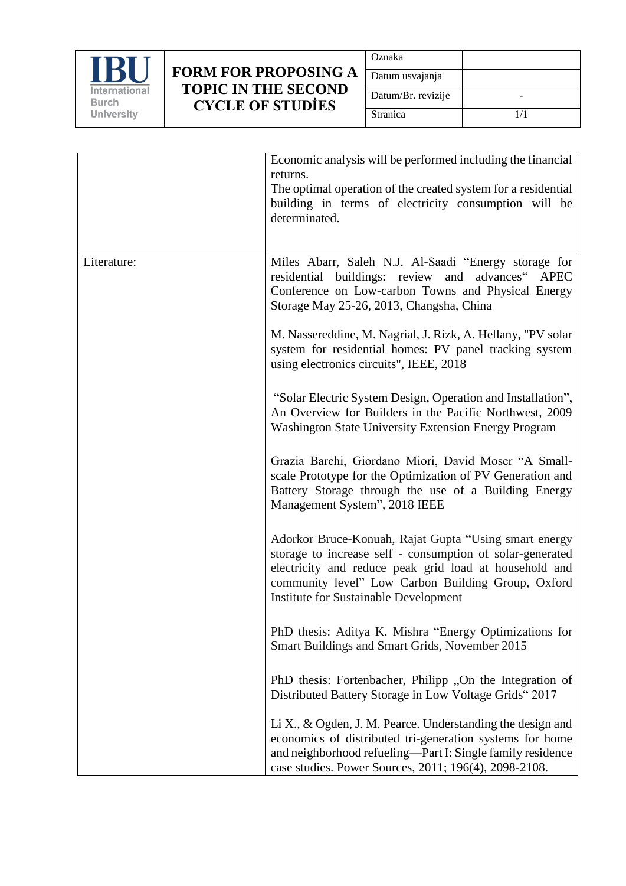| | |
|---|---|
| | Economic analysis will be performed including the financial returns.<br>The optimal operation of the created system for a residential building in terms of electricity consumption will be determinated. |
| Literature: | Miles Abarr, Saleh N.J. Al-Saadi "Energy storage for residential buildings: review and advances" APEC Conference on Low-carbon Towns and Physical Energy Storage May 25-26, 2013, Changsha, China<br><br>M. Nassereddine, M. Nagrial, J. Rizk, A. Hellany, "PV solar system for residential homes: PV panel tracking system using electronics circuits", IEEE, 2018<br><br>"Solar Electric System Design, Operation and Installation", An Overview for Builders in the Pacific Northwest, 2009 Washington State University Extension Energy Program<br><br>Grazia Barchi, Giordano Miori, David Moser "A Small-scale Prototype for the Optimization of PV Generation and Battery Storage through the use of a Building Energy Management System", 2018 IEEE<br><br>Adorkor Bruce-Konuah, Rajat Gupta "Using smart energy storage to increase self - consumption of solar-generated electricity and reduce peak grid load at household and community level" Low Carbon Building Group, Oxford Institute for Sustainable Development<br><br>PhD thesis: Aditya K. Mishra "Energy Optimizations for Smart Buildings and Smart Grids, November 2015<br><br>PhD thesis: Fortenbacher, Philipp „On the Integration of Distributed Battery Storage in Low Voltage Grids" 2017<br><br>Li X., & Ogden, J. M. Pearce. Understanding the design and economics of distributed tri-generation systems for home and neighborhood refueling—Part I: Single family residence case studies. Power Sources, 2011; 196(4), 2098-2108. |